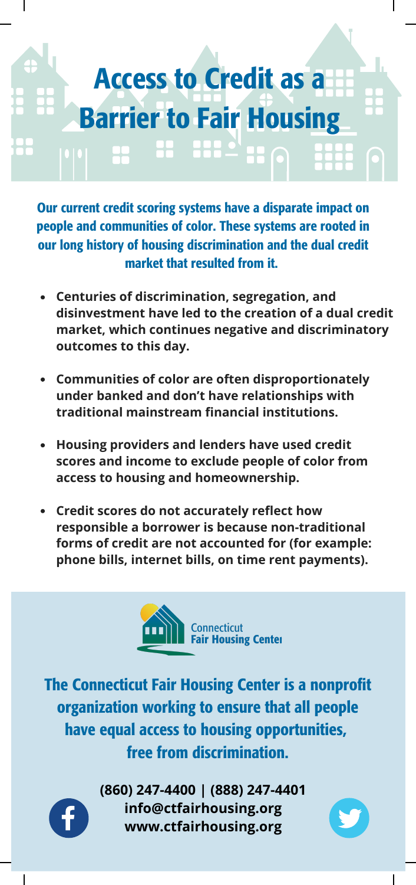# Access to Credit as a Barrier to Fair Housing

**Our current credit scoring systems have a disparate impact on people and communities of color. These systems are rooted in our long history of housing discrimination and the dual credit market that resulted from it.**

- **Centuries of discrimination, segregation, and disinvestment have led to the creation of a dual credit market, which continues negative and discriminatory outcomes to this day.**
- **Communities of color are often disproportionately under banked and don't have relationships with traditional mainstream financial institutions.**
- **Housing providers and lenders have used credit scores and income to exclude people of color from access to housing and homeownership.**
- **Credit scores do not accurately reflect how responsible a borrower is because non-traditional forms of credit are not accounted for (for example: phone bills, internet bills, on time rent payments).**

Connecticut Fair Housing Center

**The Connecticut Fair Housing Center is a nonprofit organization working to ensure that all people have equal access to housing opportunities, free from discrimination.**

**(860) 247-4400 | (888) 247-4401**
**info@ctfairhousing.org**
**www.ctfairhousing.org**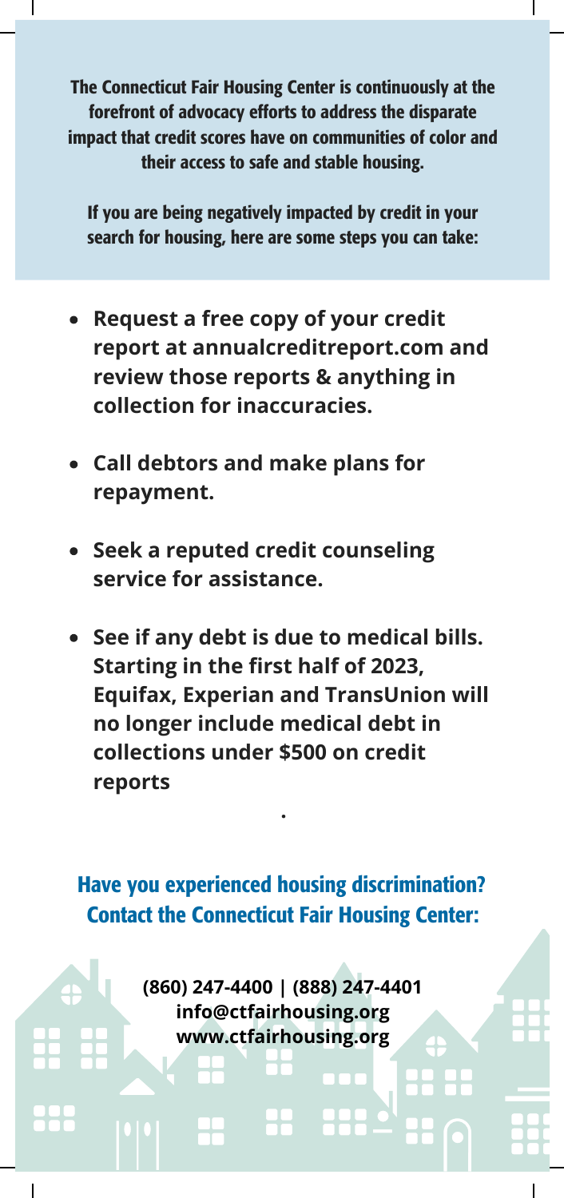**The Connecticut Fair Housing Center is continuously at the forefront of advocacy efforts to address the disparate impact that credit scores have on communities of color and their access to safe and stable housing.**

**If you are being negatively impacted by credit in your search for housing, here are some steps you can take:**

- **Request a free copy of your credit report at annualcreditreport.com and review those reports & anything in collection for inaccuracies.**
- **Call debtors and make plans for repayment.**
- **Seek a reputed credit counseling service for assistance.**
- **See if any debt is due to medical bills. Starting in the first half of 2023, Equifax, Experian and TransUnion will no longer include medical debt in collections under $500 on credit reports**

.

## Have you experienced housing discrimination? Contact the Connecticut Fair Housing Center:

**(860) 247-4400 | (888) 247-4401**
**info@ctfairhousing.org**
**www.ctfairhousing.org**